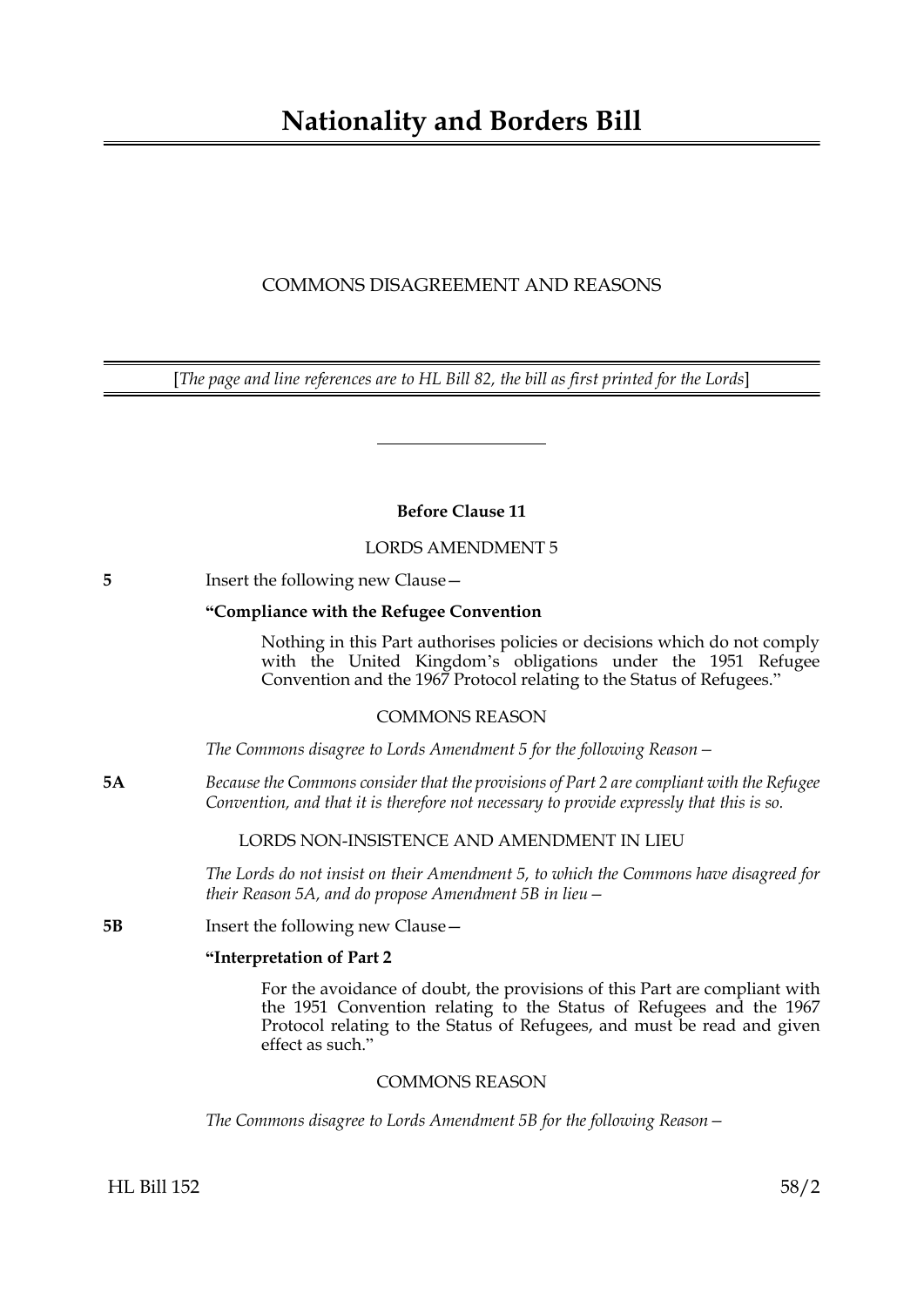# Nationality and Borders Bill

COMMONS DISAGREEMENT AND REASONS

[*The page and line references are to HL Bill 82, the bill as first printed for the Lords*]

---

**Before Clause 11**

LORDS AMENDMENT 5

**5** Insert the following new Clause—

**"Compliance with the Refugee Convention**

Nothing in this Part authorises policies or decisions which do not comply with the United Kingdom's obligations under the 1951 Refugee Convention and the 1967 Protocol relating to the Status of Refugees."

COMMONS REASON

*The Commons disagree to Lords Amendment 5 for the following Reason—*

**5A** *Because the Commons consider that the provisions of Part 2 are compliant with the Refugee Convention, and that it is therefore not necessary to provide expressly that this is so.*

LORDS NON-INSISTENCE AND AMENDMENT IN LIEU

*The Lords do not insist on their Amendment 5, to which the Commons have disagreed for their Reason 5A, and do propose Amendment 5B in lieu—*

**5B** Insert the following new Clause—

**"Interpretation of Part 2**

For the avoidance of doubt, the provisions of this Part are compliant with the 1951 Convention relating to the Status of Refugees and the 1967 Protocol relating to the Status of Refugees, and must be read and given effect as such."

COMMONS REASON

*The Commons disagree to Lords Amendment 5B for the following Reason—*

HL Bill 152 58/2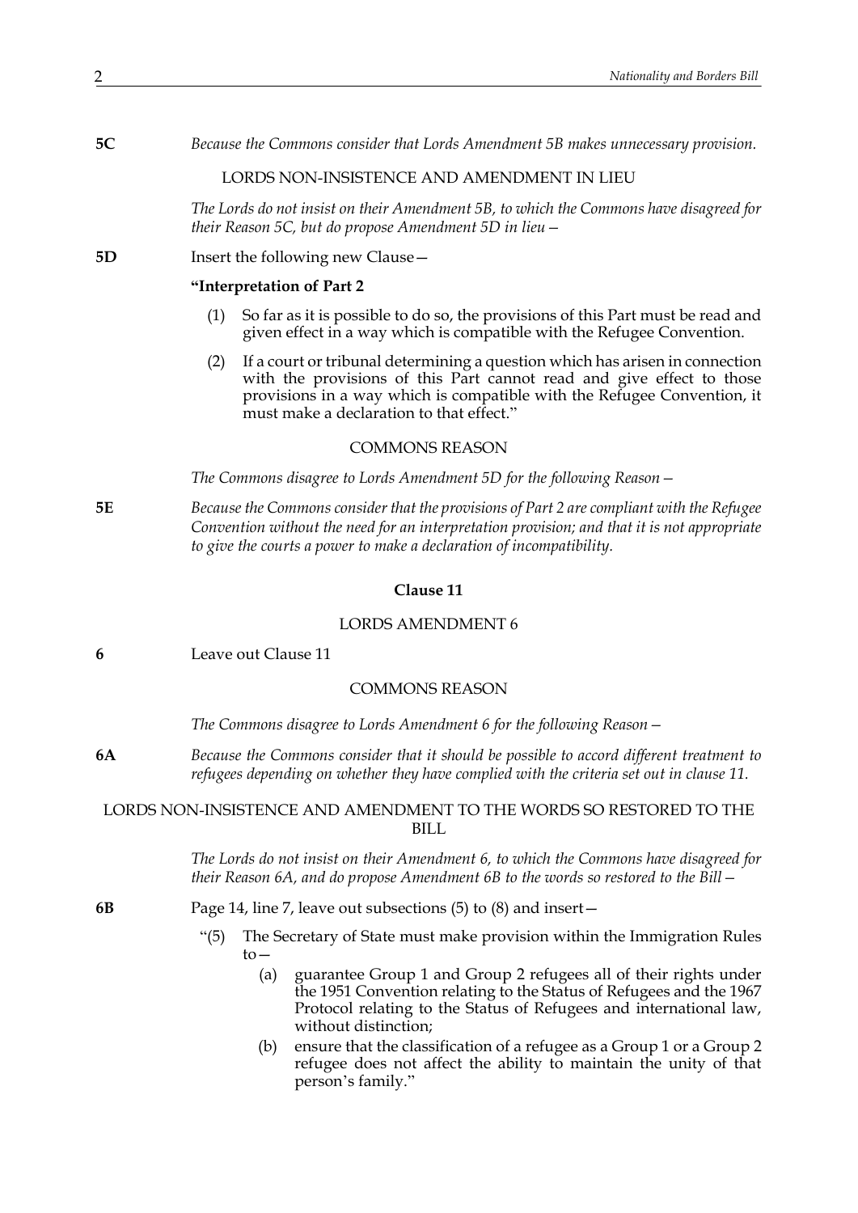**5C** *Because the Commons consider that Lords Amendment 5B makes unnecessary provision.*

LORDS NON-INSISTENCE AND AMENDMENT IN LIEU

*The Lords do not insist on their Amendment 5B, to which the Commons have disagreed for their Reason 5C, but do propose Amendment 5D in lieu—*

**5D** Insert the following new Clause—

**"Interpretation of Part 2**

(1) So far as it is possible to do so, the provisions of this Part must be read and given effect in a way which is compatible with the Refugee Convention.

(2) If a court or tribunal determining a question which has arisen in connection with the provisions of this Part cannot read and give effect to those provisions in a way which is compatible with the Refugee Convention, it must make a declaration to that effect."

COMMONS REASON

*The Commons disagree to Lords Amendment 5D for the following Reason—*

**5E** *Because the Commons consider that the provisions of Part 2 are compliant with the Refugee Convention without the need for an interpretation provision; and that it is not appropriate to give the courts a power to make a declaration of incompatibility.*

**Clause 11**

LORDS AMENDMENT 6

**6** Leave out Clause 11

COMMONS REASON

*The Commons disagree to Lords Amendment 6 for the following Reason—*

**6A** *Because the Commons consider that it should be possible to accord different treatment to refugees depending on whether they have complied with the criteria set out in clause 11.*

LORDS NON-INSISTENCE AND AMENDMENT TO THE WORDS SO RESTORED TO THE BILL

*The Lords do not insist on their Amendment 6, to which the Commons have disagreed for their Reason 6A, and do propose Amendment 6B to the words so restored to the Bill—*

**6B** Page 14, line 7, leave out subsections (5) to (8) and insert—

"(5) The Secretary of State must make provision within the Immigration Rules to—

(a) guarantee Group 1 and Group 2 refugees all of their rights under the 1951 Convention relating to the Status of Refugees and the 1967 Protocol relating to the Status of Refugees and international law, without distinction;

(b) ensure that the classification of a refugee as a Group 1 or a Group 2 refugee does not affect the ability to maintain the unity of that person's family."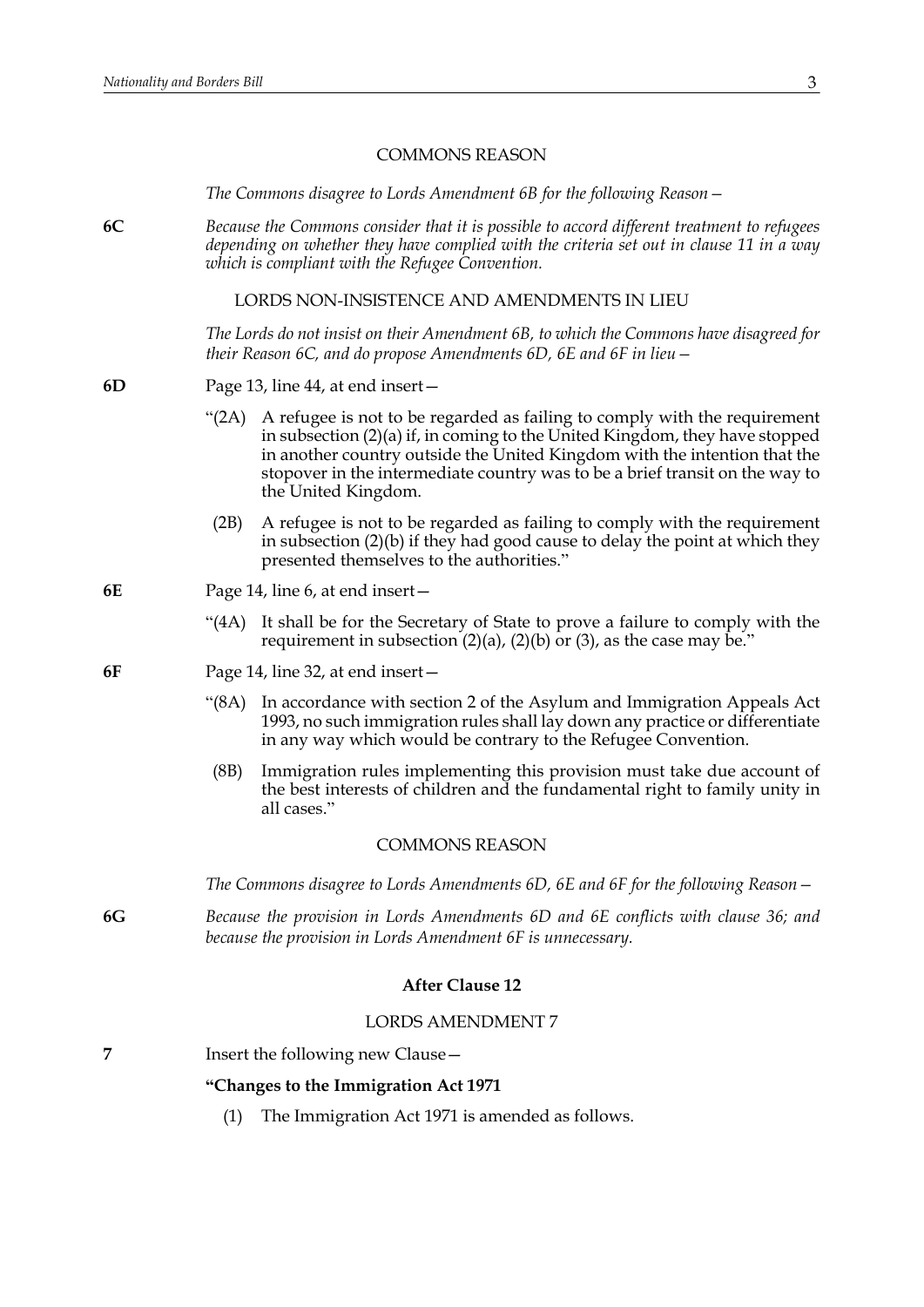COMMONS REASON

*The Commons disagree to Lords Amendment 6B for the following Reason—*

**6C** *Because the Commons consider that it is possible to accord different treatment to refugees depending on whether they have complied with the criteria set out in clause 11 in a way which is compliant with the Refugee Convention.*

LORDS NON-INSISTENCE AND AMENDMENTS IN LIEU

*The Lords do not insist on their Amendment 6B, to which the Commons have disagreed for their Reason 6C, and do propose Amendments 6D, 6E and 6F in lieu—*

**6D** Page 13, line 44, at end insert—

"(2A) A refugee is not to be regarded as failing to comply with the requirement in subsection (2)(a) if, in coming to the United Kingdom, they have stopped in another country outside the United Kingdom with the intention that the stopover in the intermediate country was to be a brief transit on the way to the United Kingdom.

(2B) A refugee is not to be regarded as failing to comply with the requirement in subsection (2)(b) if they had good cause to delay the point at which they presented themselves to the authorities."

**6E** Page 14, line 6, at end insert—

"(4A) It shall be for the Secretary of State to prove a failure to comply with the requirement in subsection (2)(a), (2)(b) or (3), as the case may be."

**6F** Page 14, line 32, at end insert—

"(8A) In accordance with section 2 of the Asylum and Immigration Appeals Act 1993, no such immigration rules shall lay down any practice or differentiate in any way which would be contrary to the Refugee Convention.

(8B) Immigration rules implementing this provision must take due account of the best interests of children and the fundamental right to family unity in all cases."

COMMONS REASON

*The Commons disagree to Lords Amendments 6D, 6E and 6F for the following Reason—*

**6G** *Because the provision in Lords Amendments 6D and 6E conflicts with clause 36; and because the provision in Lords Amendment 6F is unnecessary.*

**After Clause 12**

LORDS AMENDMENT 7

**7** Insert the following new Clause—

**"Changes to the Immigration Act 1971**

(1) The Immigration Act 1971 is amended as follows.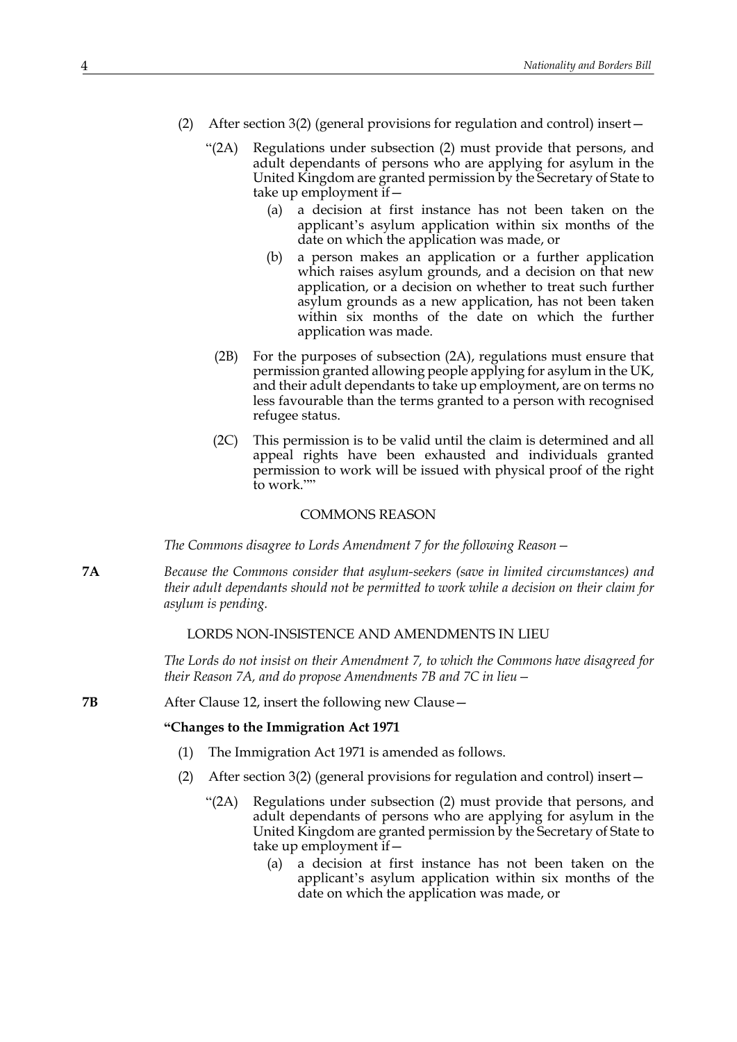(2) After section 3(2) (general provisions for regulation and control) insert—

"(2A) Regulations under subsection (2) must provide that persons, and adult dependants of persons who are applying for asylum in the United Kingdom are granted permission by the Secretary of State to take up employment if—

(a) a decision at first instance has not been taken on the applicant's asylum application within six months of the date on which the application was made, or

(b) a person makes an application or a further application which raises asylum grounds, and a decision on that new application, or a decision on whether to treat such further asylum grounds as a new application, has not been taken within six months of the date on which the further application was made.

(2B) For the purposes of subsection (2A), regulations must ensure that permission granted allowing people applying for asylum in the UK, and their adult dependants to take up employment, are on terms no less favourable than the terms granted to a person with recognised refugee status.

(2C) This permission is to be valid until the claim is determined and all appeal rights have been exhausted and individuals granted permission to work will be issued with physical proof of the right to work.""

COMMONS REASON

*The Commons disagree to Lords Amendment 7 for the following Reason—*

**7A** *Because the Commons consider that asylum-seekers (save in limited circumstances) and their adult dependants should not be permitted to work while a decision on their claim for asylum is pending.*

LORDS NON-INSISTENCE AND AMENDMENTS IN LIEU

*The Lords do not insist on their Amendment 7, to which the Commons have disagreed for their Reason 7A, and do propose Amendments 7B and 7C in lieu—*

**7B** After Clause 12, insert the following new Clause—

**"Changes to the Immigration Act 1971**

(1) The Immigration Act 1971 is amended as follows.

(2) After section 3(2) (general provisions for regulation and control) insert—

"(2A) Regulations under subsection (2) must provide that persons, and adult dependants of persons who are applying for asylum in the United Kingdom are granted permission by the Secretary of State to take up employment if—

(a) a decision at first instance has not been taken on the applicant's asylum application within six months of the date on which the application was made, or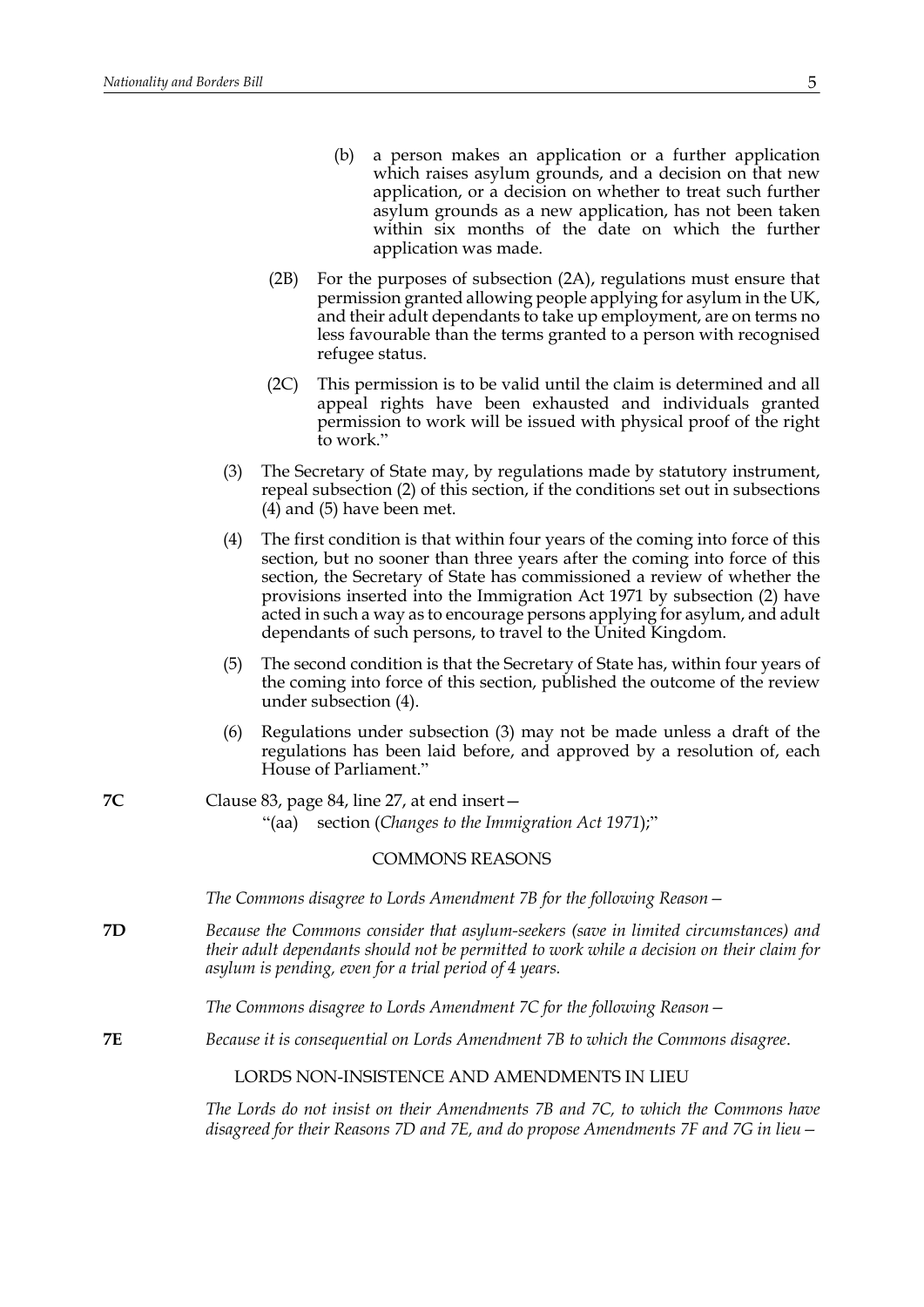(b) a person makes an application or a further application which raises asylum grounds, and a decision on that new application, or a decision on whether to treat such further asylum grounds as a new application, has not been taken within six months of the date on which the further application was made.

(2B) For the purposes of subsection (2A), regulations must ensure that permission granted allowing people applying for asylum in the UK, and their adult dependants to take up employment, are on terms no less favourable than the terms granted to a person with recognised refugee status.

(2C) This permission is to be valid until the claim is determined and all appeal rights have been exhausted and individuals granted permission to work will be issued with physical proof of the right to work."

(3) The Secretary of State may, by regulations made by statutory instrument, repeal subsection (2) of this section, if the conditions set out in subsections (4) and (5) have been met.

(4) The first condition is that within four years of the coming into force of this section, but no sooner than three years after the coming into force of this section, the Secretary of State has commissioned a review of whether the provisions inserted into the Immigration Act 1971 by subsection (2) have acted in such a way as to encourage persons applying for asylum, and adult dependants of such persons, to travel to the United Kingdom.

(5) The second condition is that the Secretary of State has, within four years of the coming into force of this section, published the outcome of the review under subsection (4).

(6) Regulations under subsection (3) may not be made unless a draft of the regulations has been laid before, and approved by a resolution of, each House of Parliament."

**7C** Clause 83, page 84, line 27, at end insert—

"(aa) section (*Changes to the Immigration Act 1971*);"

COMMONS REASONS

*The Commons disagree to Lords Amendment 7B for the following Reason—*

**7D** *Because the Commons consider that asylum-seekers (save in limited circumstances) and their adult dependants should not be permitted to work while a decision on their claim for asylum is pending, even for a trial period of 4 years.*

*The Commons disagree to Lords Amendment 7C for the following Reason—*

**7E** *Because it is consequential on Lords Amendment 7B to which the Commons disagree.*

LORDS NON-INSISTENCE AND AMENDMENTS IN LIEU

*The Lords do not insist on their Amendments 7B and 7C, to which the Commons have disagreed for their Reasons 7D and 7E, and do propose Amendments 7F and 7G in lieu—*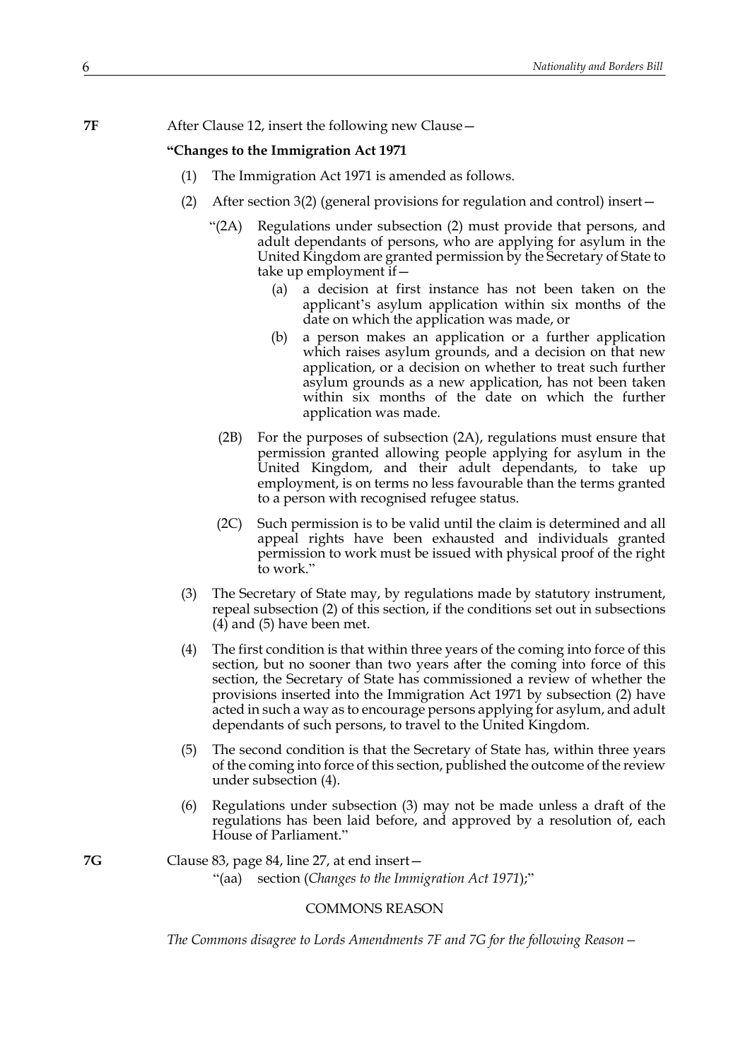**7F** After Clause 12, insert the following new Clause—

**"Changes to the Immigration Act 1971**

(1) The Immigration Act 1971 is amended as follows.

(2) After section 3(2) (general provisions for regulation and control) insert—

"(2A) Regulations under subsection (2) must provide that persons, and adult dependants of persons, who are applying for asylum in the United Kingdom are granted permission by the Secretary of State to take up employment if—

(a) a decision at first instance has not been taken on the applicant's asylum application within six months of the date on which the application was made, or

(b) a person makes an application or a further application which raises asylum grounds, and a decision on that new application, or a decision on whether to treat such further asylum grounds as a new application, has not been taken within six months of the date on which the further application was made.

(2B) For the purposes of subsection (2A), regulations must ensure that permission granted allowing people applying for asylum in the United Kingdom, and their adult dependants, to take up employment, is on terms no less favourable than the terms granted to a person with recognised refugee status.

(2C) Such permission is to be valid until the claim is determined and all appeal rights have been exhausted and individuals granted permission to work must be issued with physical proof of the right to work."

(3) The Secretary of State may, by regulations made by statutory instrument, repeal subsection (2) of this section, if the conditions set out in subsections (4) and (5) have been met.

(4) The first condition is that within three years of the coming into force of this section, but no sooner than two years after the coming into force of this section, the Secretary of State has commissioned a review of whether the provisions inserted into the Immigration Act 1971 by subsection (2) have acted in such a way as to encourage persons applying for asylum, and adult dependants of such persons, to travel to the United Kingdom.

(5) The second condition is that the Secretary of State has, within three years of the coming into force of this section, published the outcome of the review under subsection (4).

(6) Regulations under subsection (3) may not be made unless a draft of the regulations has been laid before, and approved by a resolution of, each House of Parliament."

**7G** Clause 83, page 84, line 27, at end insert—

"(aa) section (*Changes to the Immigration Act 1971*);"

COMMONS REASON

*The Commons disagree to Lords Amendments 7F and 7G for the following Reason—*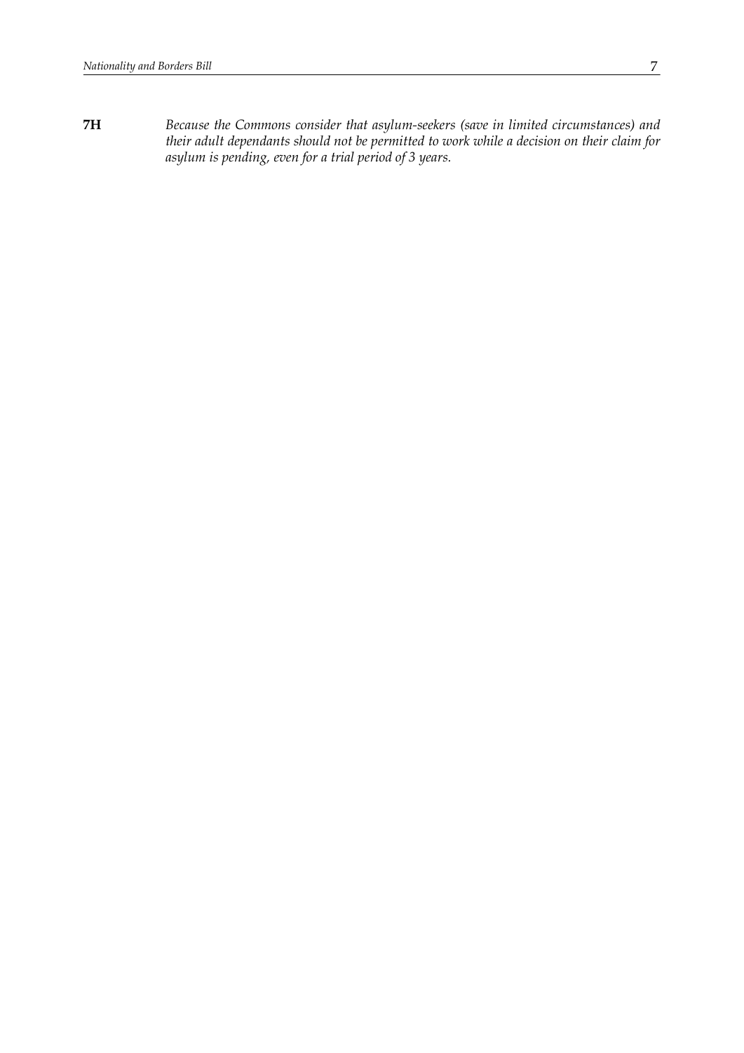**7H** *Because the Commons consider that asylum-seekers (save in limited circumstances) and their adult dependants should not be permitted to work while a decision on their claim for asylum is pending, even for a trial period of 3 years.*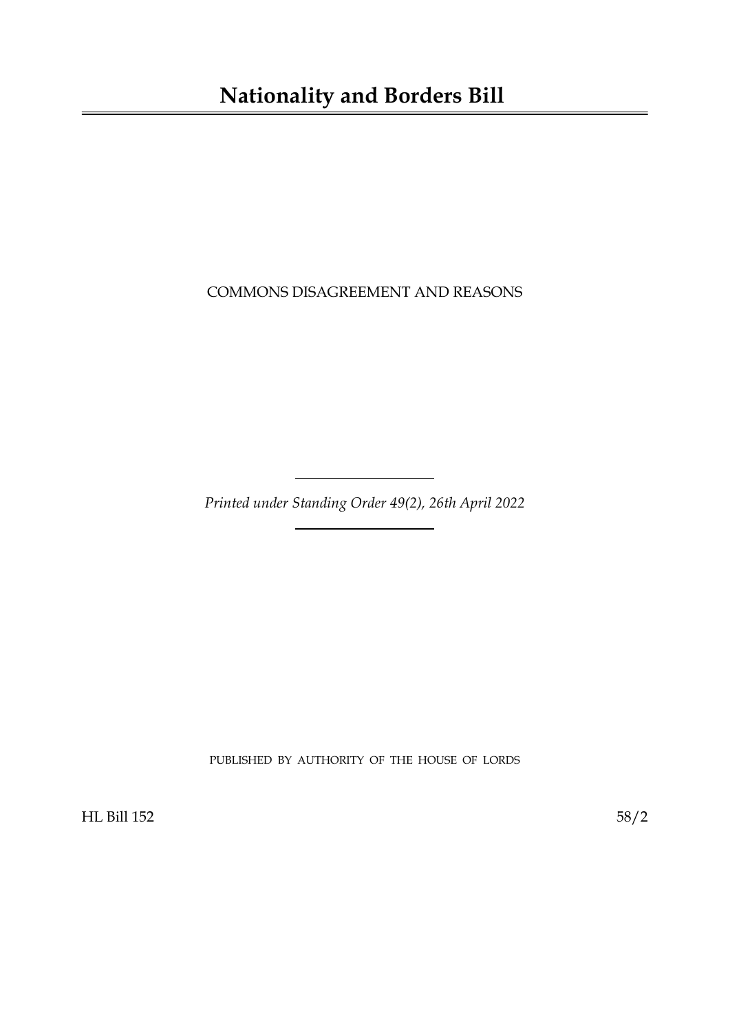# Nationality and Borders Bill

COMMONS DISAGREEMENT AND REASONS

*Printed under Standing Order 49(2), 26th April 2022*

PUBLISHED BY AUTHORITY OF THE HOUSE OF LORDS

HL Bill 152 58/2